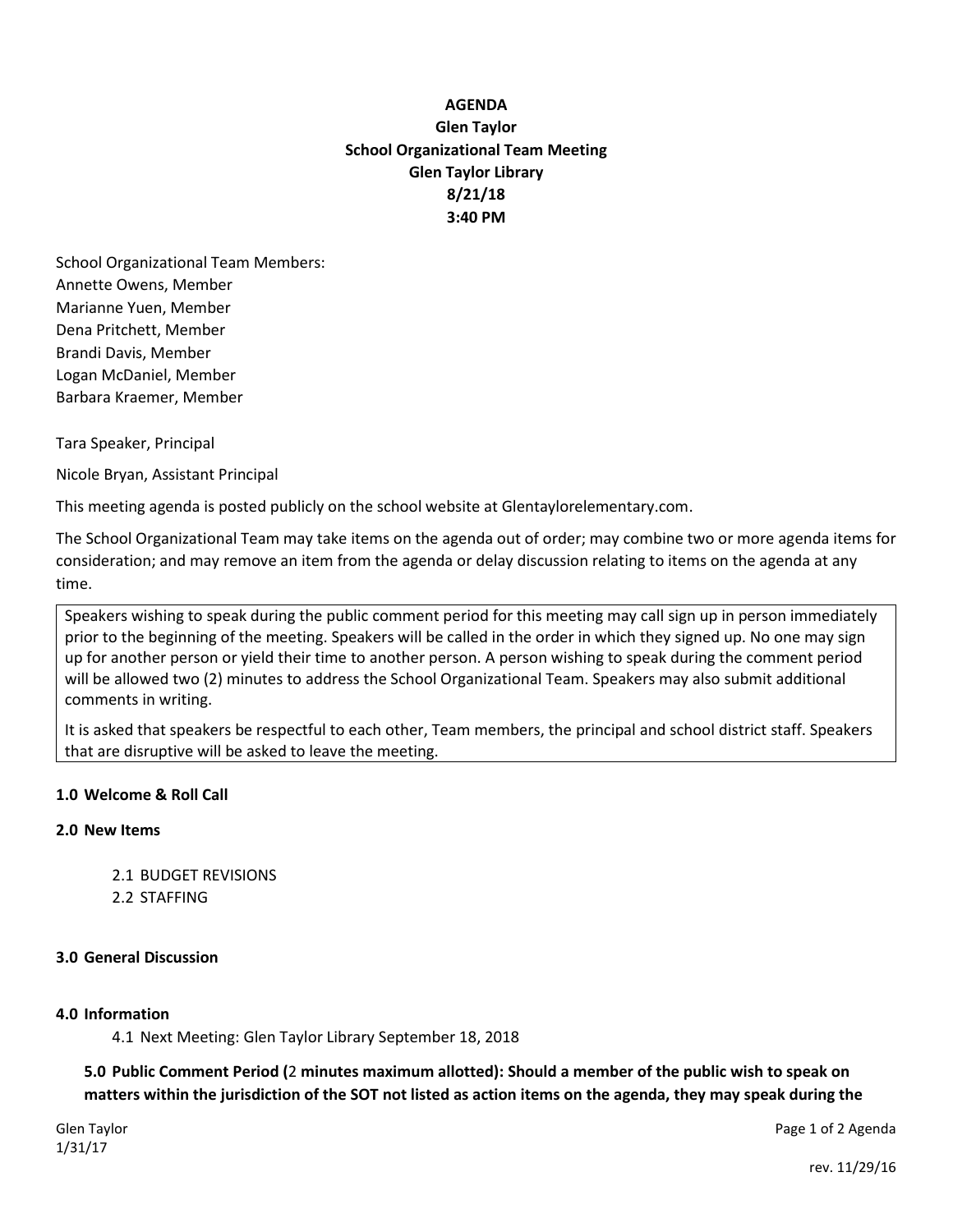**AGENDA**
**Glen Taylor**
**School Organizational Team Meeting**
**Glen Taylor Library**
**8/21/18**
**3:40 PM**

School Organizational Team Members:
Annette Owens, Member
Marianne Yuen, Member
Dena Pritchett, Member
Brandi Davis, Member
Logan McDaniel, Member
Barbara Kraemer, Member

Tara Speaker, Principal

Nicole Bryan, Assistant Principal

This meeting agenda is posted publicly on the school website at Glentaylorelementary.com.

The School Organizational Team may take items on the agenda out of order; may combine two or more agenda items for consideration; and may remove an item from the agenda or delay discussion relating to items on the agenda at any time.

> Speakers wishing to speak during the public comment period for this meeting may call sign up in person immediately prior to the beginning of the meeting. Speakers will be called in the order in which they signed up. No one may sign up for another person or yield their time to another person. A person wishing to speak during the comment period will be allowed two (2) minutes to address the School Organizational Team. Speakers may also submit additional comments in writing.
>
> It is asked that speakers be respectful to each other, Team members, the principal and school district staff. Speakers that are disruptive will be asked to leave the meeting.

**1.0 Welcome & Roll Call**

**2.0 New Items**

2.1 BUDGET REVISIONS
2.2 STAFFING

**3.0 General Discussion**

**4.0 Information**

4.1 Next Meeting: Glen Taylor Library September 18, 2018

**5.0 Public Comment Period (**2 **minutes maximum allotted): Should a member of the public wish to speak on matters within the jurisdiction of the SOT not listed as action items on the agenda, they may speak during the**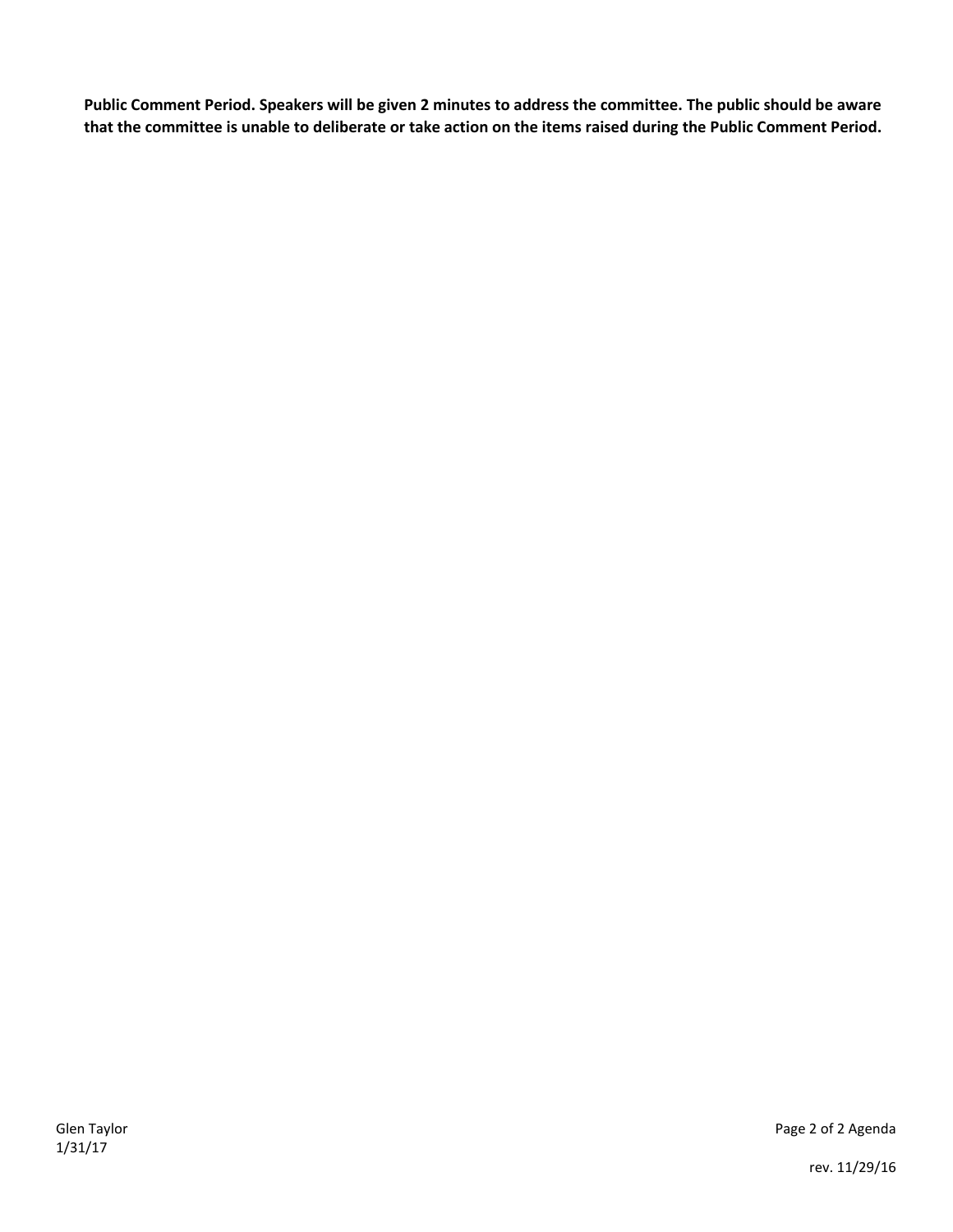**Public Comment Period. Speakers will be given 2 minutes to address the committee. The public should be aware that the committee is unable to deliberate or take action on the items raised during the Public Comment Period.**